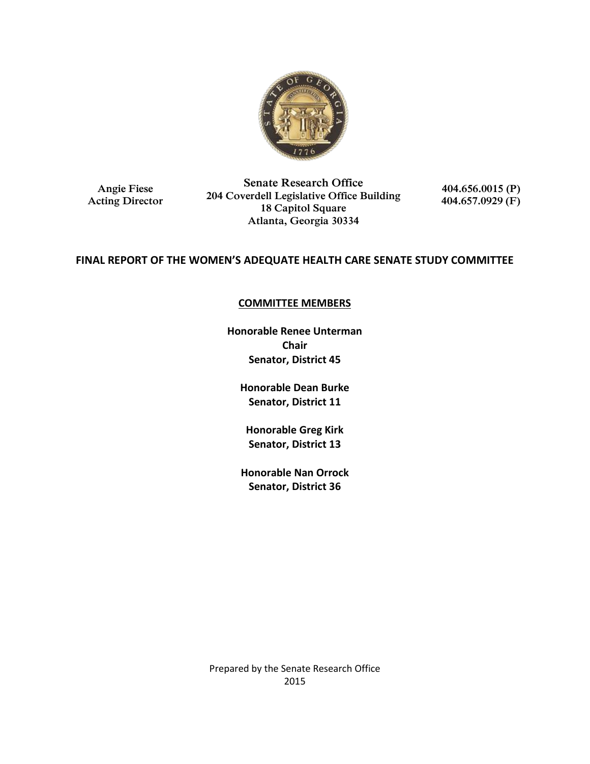Angie Fiese
Acting Director

Senate Research Office
204 Coverdell Legislative Office Building
18 Capitol Square
Atlanta, Georgia 30334

404.656.0015 (P)
404.657.0929 (F)

# FINAL REPORT OF THE WOMEN'S ADEQUATE HEALTH CARE SENATE STUDY COMMITTEE

## COMMITTEE MEMBERS

**Honorable Renee Unterman**
**Chair**
**Senator, District 45**

**Honorable Dean Burke**
**Senator, District 11**

**Honorable Greg Kirk**
**Senator, District 13**

**Honorable Nan Orrock**
**Senator, District 36**

Prepared by the Senate Research Office
2015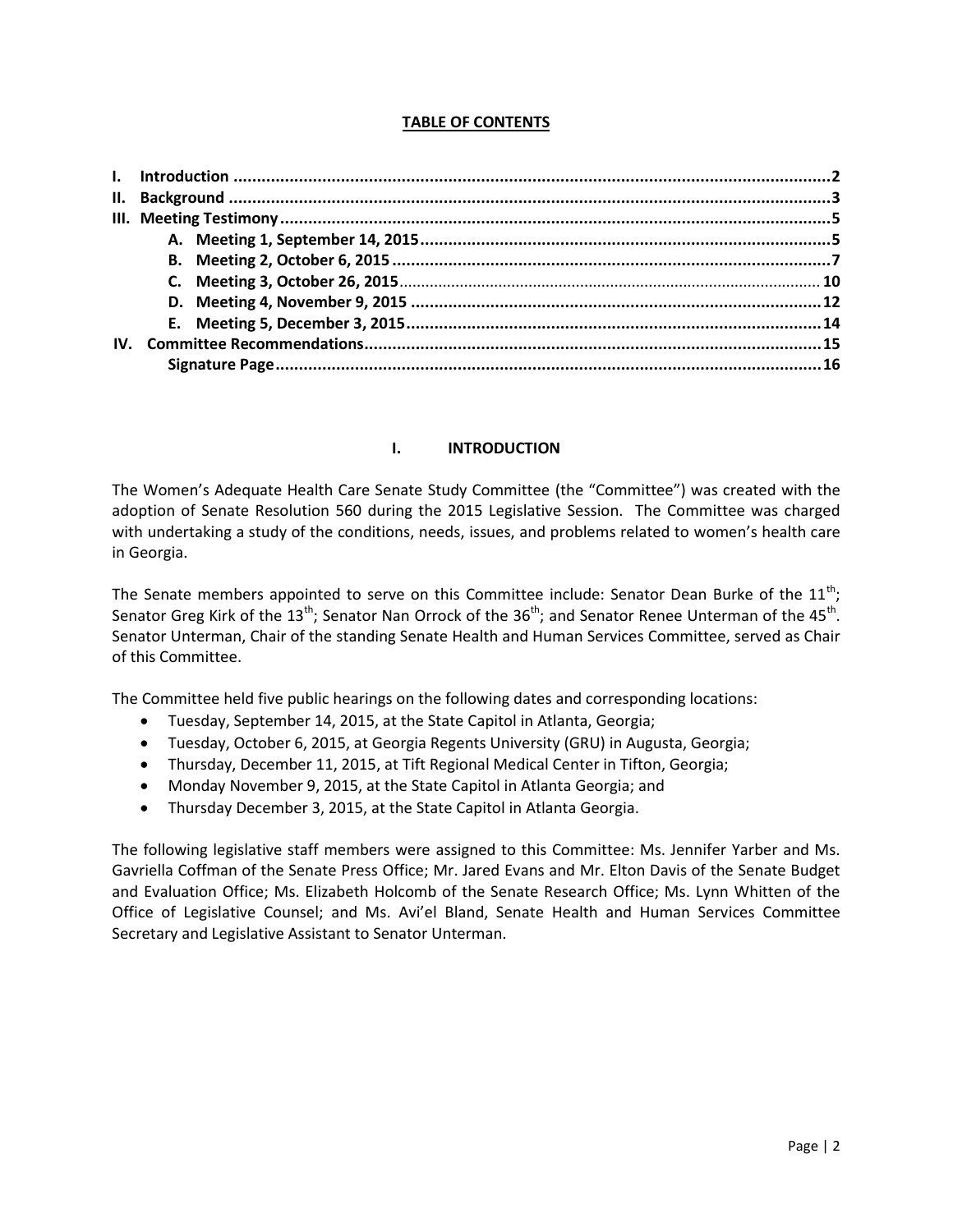## TABLE OF CONTENTS

- **I. Introduction** .......... 2
- **II. Background** .......... 3
- **III. Meeting Testimony** .......... 5
  - **A. Meeting 1, September 14, 2015** .......... 5
  - **B. Meeting 2, October 6, 2015** .......... 7
  - **C. Meeting 3, October 26, 2015** .......... 10
  - **D. Meeting 4, November 9, 2015** .......... 12
  - **E. Meeting 5, December 3, 2015** .......... 14
- **IV. Committee Recommendations** .......... 15
  - **Signature Page** .......... 16

## I. INTRODUCTION

The Women's Adequate Health Care Senate Study Committee (the "Committee") was created with the adoption of Senate Resolution 560 during the 2015 Legislative Session. The Committee was charged with undertaking a study of the conditions, needs, issues, and problems related to women's health care in Georgia.

The Senate members appointed to serve on this Committee include: Senator Dean Burke of the 11th; Senator Greg Kirk of the 13th; Senator Nan Orrock of the 36th; and Senator Renee Unterman of the 45th. Senator Unterman, Chair of the standing Senate Health and Human Services Committee, served as Chair of this Committee.

The Committee held five public hearings on the following dates and corresponding locations:

- Tuesday, September 14, 2015, at the State Capitol in Atlanta, Georgia;
- Tuesday, October 6, 2015, at Georgia Regents University (GRU) in Augusta, Georgia;
- Thursday, December 11, 2015, at Tift Regional Medical Center in Tifton, Georgia;
- Monday November 9, 2015, at the State Capitol in Atlanta Georgia; and
- Thursday December 3, 2015, at the State Capitol in Atlanta Georgia.

The following legislative staff members were assigned to this Committee: Ms. Jennifer Yarber and Ms. Gavriella Coffman of the Senate Press Office; Mr. Jared Evans and Mr. Elton Davis of the Senate Budget and Evaluation Office; Ms. Elizabeth Holcomb of the Senate Research Office; Ms. Lynn Whitten of the Office of Legislative Counsel; and Ms. Avi'el Bland, Senate Health and Human Services Committee Secretary and Legislative Assistant to Senator Unterman.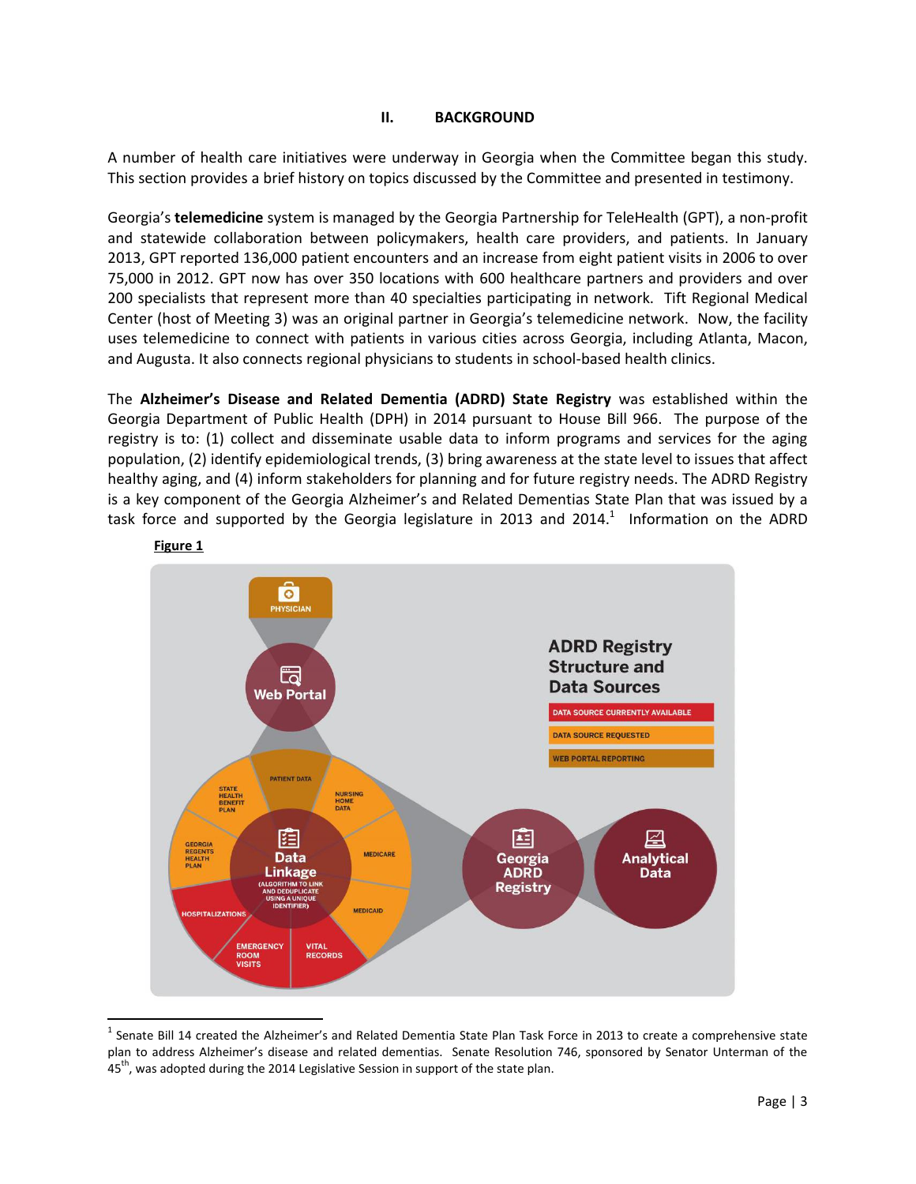## II. BACKGROUND

A number of health care initiatives were underway in Georgia when the Committee began this study. This section provides a brief history on topics discussed by the Committee and presented in testimony.

Georgia's **telemedicine** system is managed by the Georgia Partnership for TeleHealth (GPT), a non-profit and statewide collaboration between policymakers, health care providers, and patients. In January 2013, GPT reported 136,000 patient encounters and an increase from eight patient visits in 2006 to over 75,000 in 2012. GPT now has over 350 locations with 600 healthcare partners and providers and over 200 specialists that represent more than 40 specialties participating in network. Tift Regional Medical Center (host of Meeting 3) was an original partner in Georgia's telemedicine network. Now, the facility uses telemedicine to connect with patients in various cities across Georgia, including Atlanta, Macon, and Augusta. It also connects regional physicians to students in school-based health clinics.

The **Alzheimer's Disease and Related Dementia (ADRD) State Registry** was established within the Georgia Department of Public Health (DPH) in 2014 pursuant to House Bill 966. The purpose of the registry is to: (1) collect and disseminate usable data to inform programs and services for the aging population, (2) identify epidemiological trends, (3) bring awareness at the state level to issues that affect healthy aging, and (4) inform stakeholders for planning and for future registry needs. The ADRD Registry is a key component of the Georgia Alzheimer's and Related Dementias State Plan that was issued by a task force and supported by the Georgia legislature in 2013 and 2014.[1] Information on the ADRD

**Figure 1**

ADRD Registry Structure and Data Sources

- DATA SOURCE CURRENTLY AVAILABLE
- DATA SOURCE REQUESTED
- WEB PORTAL REPORTING

PHYSICIAN → Web Portal → PATIENT DATA

Data Linkage (ALGORITHM TO LINK AND DEDUPLICATE USING A UNIQUE IDENTIFIER): PATIENT DATA, NURSING HOME DATA, MEDICARE, MEDICAID, VITAL RECORDS, EMERGENCY ROOM VISITS, HOSPITALIZATIONS, GEORGIA REGENTS HEALTH PLAN, STATE HEALTH BENEFIT PLAN

Georgia ADRD Registry → Analytical Data

[1] Senate Bill 14 created the Alzheimer's and Related Dementia State Plan Task Force in 2013 to create a comprehensive state plan to address Alzheimer's disease and related dementias. Senate Resolution 746, sponsored by Senator Unterman of the 45th, was adopted during the 2014 Legislative Session in support of the state plan.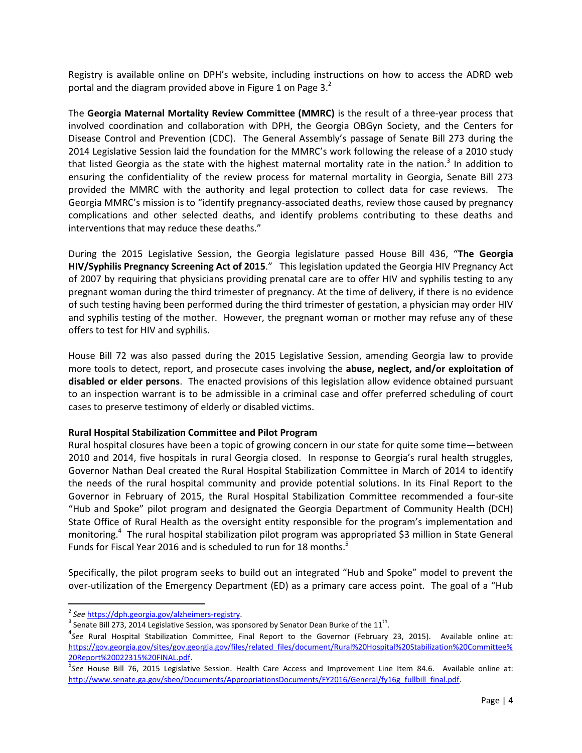Registry is available online on DPH's website, including instructions on how to access the ADRD web portal and the diagram provided above in Figure 1 on Page 3.[2]

The **Georgia Maternal Mortality Review Committee (MMRC)** is the result of a three-year process that involved coordination and collaboration with DPH, the Georgia OBGyn Society, and the Centers for Disease Control and Prevention (CDC). The General Assembly's passage of Senate Bill 273 during the 2014 Legislative Session laid the foundation for the MMRC's work following the release of a 2010 study that listed Georgia as the state with the highest maternal mortality rate in the nation.[3] In addition to ensuring the confidentiality of the review process for maternal mortality in Georgia, Senate Bill 273 provided the MMRC with the authority and legal protection to collect data for case reviews. The Georgia MMRC's mission is to "identify pregnancy-associated deaths, review those caused by pregnancy complications and other selected deaths, and identify problems contributing to these deaths and interventions that may reduce these deaths."

During the 2015 Legislative Session, the Georgia legislature passed House Bill 436, "**The Georgia HIV/Syphilis Pregnancy Screening Act of 2015**." This legislation updated the Georgia HIV Pregnancy Act of 2007 by requiring that physicians providing prenatal care are to offer HIV and syphilis testing to any pregnant woman during the third trimester of pregnancy. At the time of delivery, if there is no evidence of such testing having been performed during the third trimester of gestation, a physician may order HIV and syphilis testing of the mother. However, the pregnant woman or mother may refuse any of these offers to test for HIV and syphilis.

House Bill 72 was also passed during the 2015 Legislative Session, amending Georgia law to provide more tools to detect, report, and prosecute cases involving the **abuse, neglect, and/or exploitation of disabled or elder persons**. The enacted provisions of this legislation allow evidence obtained pursuant to an inspection warrant is to be admissible in a criminal case and offer preferred scheduling of court cases to preserve testimony of elderly or disabled victims.

**Rural Hospital Stabilization Committee and Pilot Program**

Rural hospital closures have been a topic of growing concern in our state for quite some time—between 2010 and 2014, five hospitals in rural Georgia closed. In response to Georgia's rural health struggles, Governor Nathan Deal created the Rural Hospital Stabilization Committee in March of 2014 to identify the needs of the rural hospital community and provide potential solutions. In its Final Report to the Governor in February of 2015, the Rural Hospital Stabilization Committee recommended a four-site "Hub and Spoke" pilot program and designated the Georgia Department of Community Health (DCH) State Office of Rural Health as the oversight entity responsible for the program's implementation and monitoring.[4] The rural hospital stabilization pilot program was appropriated $3 million in State General Funds for Fiscal Year 2016 and is scheduled to run for 18 months.[5]

Specifically, the pilot program seeks to build out an integrated "Hub and Spoke" model to prevent the over-utilization of the Emergency Department (ED) as a primary care access point. The goal of a "Hub

---

[2] *See* https://dph.georgia.gov/alzheimers-registry.

[3] Senate Bill 273, 2014 Legislative Session, was sponsored by Senator Dean Burke of the 11th.

[4] *See* Rural Hospital Stabilization Committee, Final Report to the Governor (February 23, 2015). Available online at: https://gov.georgia.gov/sites/gov.georgia.gov/files/related_files/document/Rural%20Hospital%20Stabilization%20Committee%20Report%20022315%20FINAL.pdf.

[5] *See* House Bill 76, 2015 Legislative Session. Health Care Access and Improvement Line Item 84.6. Available online at: http://www.senate.ga.gov/sbeo/Documents/AppropriationsDocuments/FY2016/General/fy16g_fullbill_final.pdf.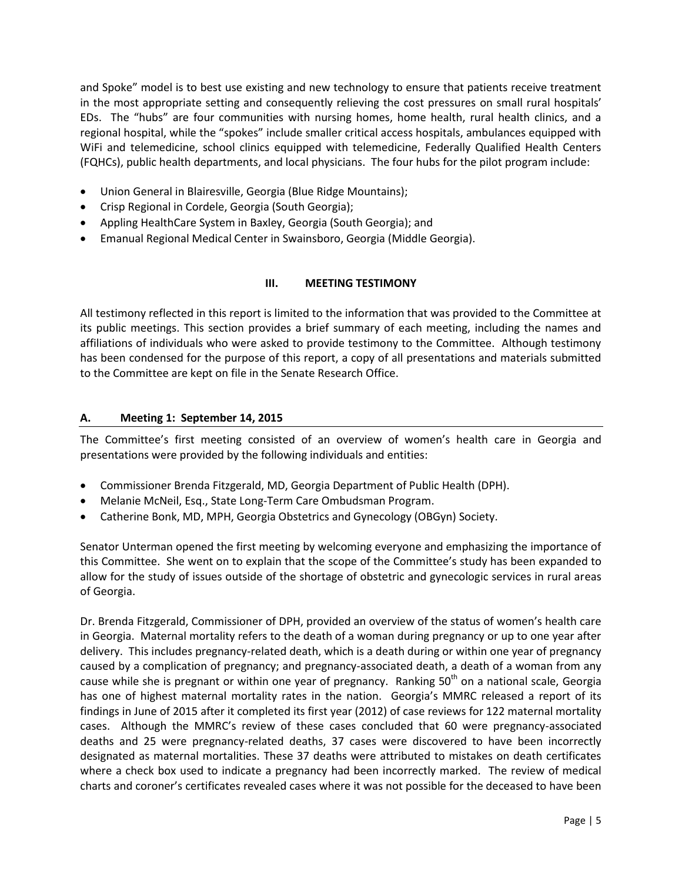and Spoke" model is to best use existing and new technology to ensure that patients receive treatment in the most appropriate setting and consequently relieving the cost pressures on small rural hospitals' EDs. The "hubs" are four communities with nursing homes, home health, rural health clinics, and a regional hospital, while the "spokes" include smaller critical access hospitals, ambulances equipped with WiFi and telemedicine, school clinics equipped with telemedicine, Federally Qualified Health Centers (FQHCs), public health departments, and local physicians. The four hubs for the pilot program include:

- Union General in Blairesville, Georgia (Blue Ridge Mountains);
- Crisp Regional in Cordele, Georgia (South Georgia);
- Appling HealthCare System in Baxley, Georgia (South Georgia); and
- Emanual Regional Medical Center in Swainsboro, Georgia (Middle Georgia).

## III. MEETING TESTIMONY

All testimony reflected in this report is limited to the information that was provided to the Committee at its public meetings. This section provides a brief summary of each meeting, including the names and affiliations of individuals who were asked to provide testimony to the Committee. Although testimony has been condensed for the purpose of this report, a copy of all presentations and materials submitted to the Committee are kept on file in the Senate Research Office.

### A. Meeting 1: September 14, 2015

The Committee's first meeting consisted of an overview of women's health care in Georgia and presentations were provided by the following individuals and entities:

- Commissioner Brenda Fitzgerald, MD, Georgia Department of Public Health (DPH).
- Melanie McNeil, Esq., State Long-Term Care Ombudsman Program.
- Catherine Bonk, MD, MPH, Georgia Obstetrics and Gynecology (OBGyn) Society.

Senator Unterman opened the first meeting by welcoming everyone and emphasizing the importance of this Committee. She went on to explain that the scope of the Committee's study has been expanded to allow for the study of issues outside of the shortage of obstetric and gynecologic services in rural areas of Georgia.

Dr. Brenda Fitzgerald, Commissioner of DPH, provided an overview of the status of women's health care in Georgia. Maternal mortality refers to the death of a woman during pregnancy or up to one year after delivery. This includes pregnancy-related death, which is a death during or within one year of pregnancy caused by a complication of pregnancy; and pregnancy-associated death, a death of a woman from any cause while she is pregnant or within one year of pregnancy. Ranking 50th on a national scale, Georgia has one of highest maternal mortality rates in the nation. Georgia's MMRC released a report of its findings in June of 2015 after it completed its first year (2012) of case reviews for 122 maternal mortality cases. Although the MMRC's review of these cases concluded that 60 were pregnancy-associated deaths and 25 were pregnancy-related deaths, 37 cases were discovered to have been incorrectly designated as maternal mortalities. These 37 deaths were attributed to mistakes on death certificates where a check box used to indicate a pregnancy had been incorrectly marked. The review of medical charts and coroner's certificates revealed cases where it was not possible for the deceased to have been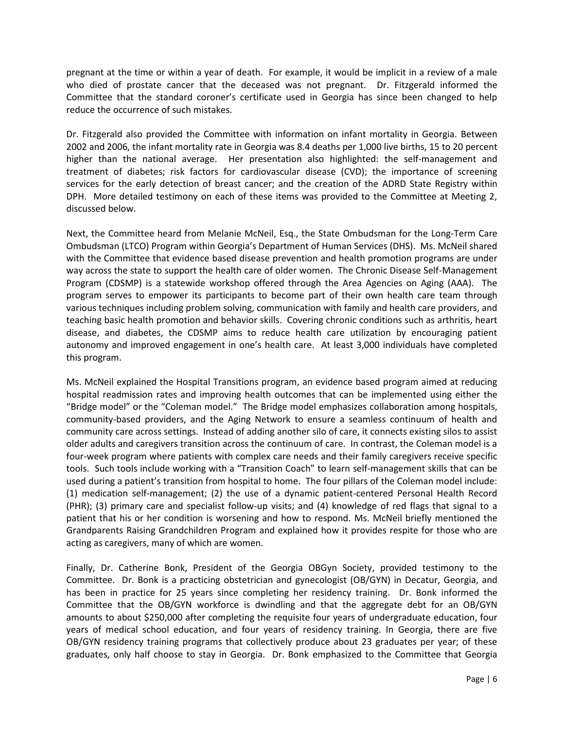pregnant at the time or within a year of death. For example, it would be implicit in a review of a male who died of prostate cancer that the deceased was not pregnant. Dr. Fitzgerald informed the Committee that the standard coroner's certificate used in Georgia has since been changed to help reduce the occurrence of such mistakes.

Dr. Fitzgerald also provided the Committee with information on infant mortality in Georgia. Between 2002 and 2006, the infant mortality rate in Georgia was 8.4 deaths per 1,000 live births, 15 to 20 percent higher than the national average. Her presentation also highlighted: the self-management and treatment of diabetes; risk factors for cardiovascular disease (CVD); the importance of screening services for the early detection of breast cancer; and the creation of the ADRD State Registry within DPH. More detailed testimony on each of these items was provided to the Committee at Meeting 2, discussed below.

Next, the Committee heard from Melanie McNeil, Esq., the State Ombudsman for the Long-Term Care Ombudsman (LTCO) Program within Georgia's Department of Human Services (DHS). Ms. McNeil shared with the Committee that evidence based disease prevention and health promotion programs are under way across the state to support the health care of older women. The Chronic Disease Self-Management Program (CDSMP) is a statewide workshop offered through the Area Agencies on Aging (AAA). The program serves to empower its participants to become part of their own health care team through various techniques including problem solving, communication with family and health care providers, and teaching basic health promotion and behavior skills. Covering chronic conditions such as arthritis, heart disease, and diabetes, the CDSMP aims to reduce health care utilization by encouraging patient autonomy and improved engagement in one's health care. At least 3,000 individuals have completed this program.

Ms. McNeil explained the Hospital Transitions program, an evidence based program aimed at reducing hospital readmission rates and improving health outcomes that can be implemented using either the "Bridge model" or the "Coleman model." The Bridge model emphasizes collaboration among hospitals, community-based providers, and the Aging Network to ensure a seamless continuum of health and community care across settings. Instead of adding another silo of care, it connects existing silos to assist older adults and caregivers transition across the continuum of care. In contrast, the Coleman model is a four-week program where patients with complex care needs and their family caregivers receive specific tools. Such tools include working with a "Transition Coach" to learn self-management skills that can be used during a patient's transition from hospital to home. The four pillars of the Coleman model include: (1) medication self-management; (2) the use of a dynamic patient-centered Personal Health Record (PHR); (3) primary care and specialist follow-up visits; and (4) knowledge of red flags that signal to a patient that his or her condition is worsening and how to respond. Ms. McNeil briefly mentioned the Grandparents Raising Grandchildren Program and explained how it provides respite for those who are acting as caregivers, many of which are women.

Finally, Dr. Catherine Bonk, President of the Georgia OBGyn Society, provided testimony to the Committee. Dr. Bonk is a practicing obstetrician and gynecologist (OB/GYN) in Decatur, Georgia, and has been in practice for 25 years since completing her residency training. Dr. Bonk informed the Committee that the OB/GYN workforce is dwindling and that the aggregate debt for an OB/GYN amounts to about $250,000 after completing the requisite four years of undergraduate education, four years of medical school education, and four years of residency training. In Georgia, there are five OB/GYN residency training programs that collectively produce about 23 graduates per year; of these graduates, only half choose to stay in Georgia. Dr. Bonk emphasized to the Committee that Georgia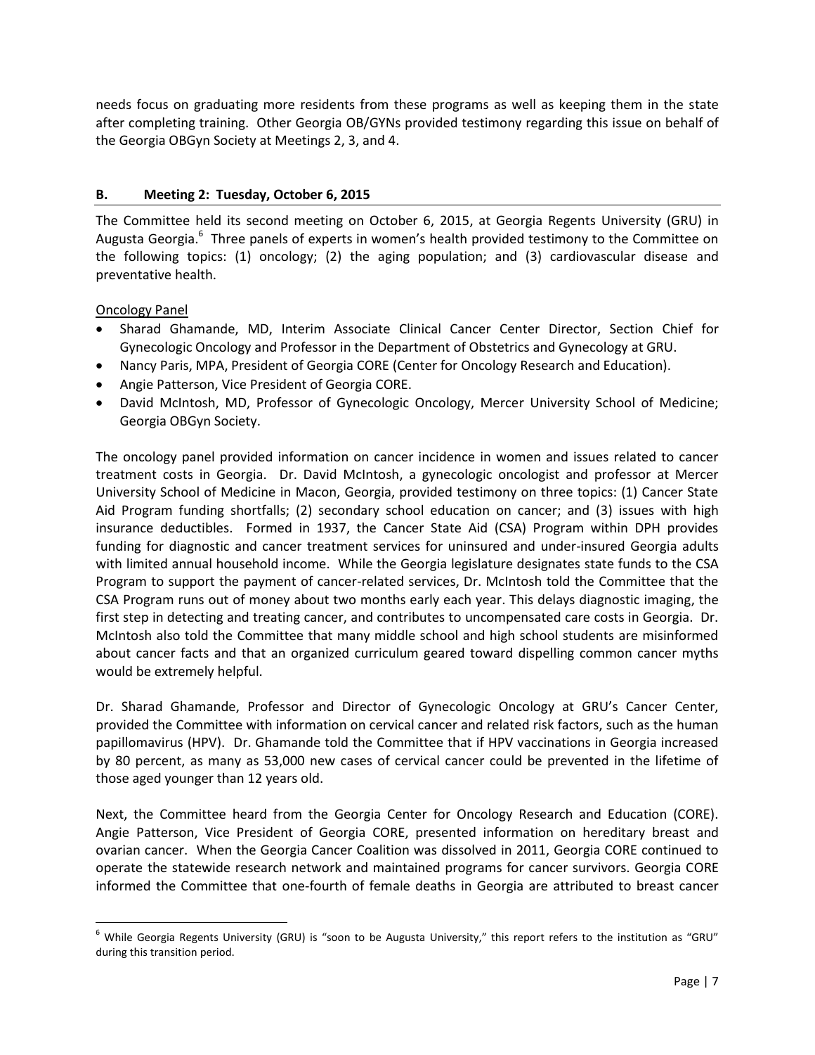needs focus on graduating more residents from these programs as well as keeping them in the state after completing training. Other Georgia OB/GYNs provided testimony regarding this issue on behalf of the Georgia OBGyn Society at Meetings 2, 3, and 4.

## B. Meeting 2: Tuesday, October 6, 2015

The Committee held its second meeting on October 6, 2015, at Georgia Regents University (GRU) in Augusta Georgia.[6] Three panels of experts in women's health provided testimony to the Committee on the following topics: (1) oncology; (2) the aging population; and (3) cardiovascular disease and preventative health.

Oncology Panel

- Sharad Ghamande, MD, Interim Associate Clinical Cancer Center Director, Section Chief for Gynecologic Oncology and Professor in the Department of Obstetrics and Gynecology at GRU.
- Nancy Paris, MPA, President of Georgia CORE (Center for Oncology Research and Education).
- Angie Patterson, Vice President of Georgia CORE.
- David McIntosh, MD, Professor of Gynecologic Oncology, Mercer University School of Medicine; Georgia OBGyn Society.

The oncology panel provided information on cancer incidence in women and issues related to cancer treatment costs in Georgia. Dr. David McIntosh, a gynecologic oncologist and professor at Mercer University School of Medicine in Macon, Georgia, provided testimony on three topics: (1) Cancer State Aid Program funding shortfalls; (2) secondary school education on cancer; and (3) issues with high insurance deductibles. Formed in 1937, the Cancer State Aid (CSA) Program within DPH provides funding for diagnostic and cancer treatment services for uninsured and under-insured Georgia adults with limited annual household income. While the Georgia legislature designates state funds to the CSA Program to support the payment of cancer-related services, Dr. McIntosh told the Committee that the CSA Program runs out of money about two months early each year. This delays diagnostic imaging, the first step in detecting and treating cancer, and contributes to uncompensated care costs in Georgia. Dr. McIntosh also told the Committee that many middle school and high school students are misinformed about cancer facts and that an organized curriculum geared toward dispelling common cancer myths would be extremely helpful.

Dr. Sharad Ghamande, Professor and Director of Gynecologic Oncology at GRU's Cancer Center, provided the Committee with information on cervical cancer and related risk factors, such as the human papillomavirus (HPV). Dr. Ghamande told the Committee that if HPV vaccinations in Georgia increased by 80 percent, as many as 53,000 new cases of cervical cancer could be prevented in the lifetime of those aged younger than 12 years old.

Next, the Committee heard from the Georgia Center for Oncology Research and Education (CORE). Angie Patterson, Vice President of Georgia CORE, presented information on hereditary breast and ovarian cancer. When the Georgia Cancer Coalition was dissolved in 2011, Georgia CORE continued to operate the statewide research network and maintained programs for cancer survivors. Georgia CORE informed the Committee that one-fourth of female deaths in Georgia are attributed to breast cancer

[6] While Georgia Regents University (GRU) is "soon to be Augusta University," this report refers to the institution as "GRU" during this transition period.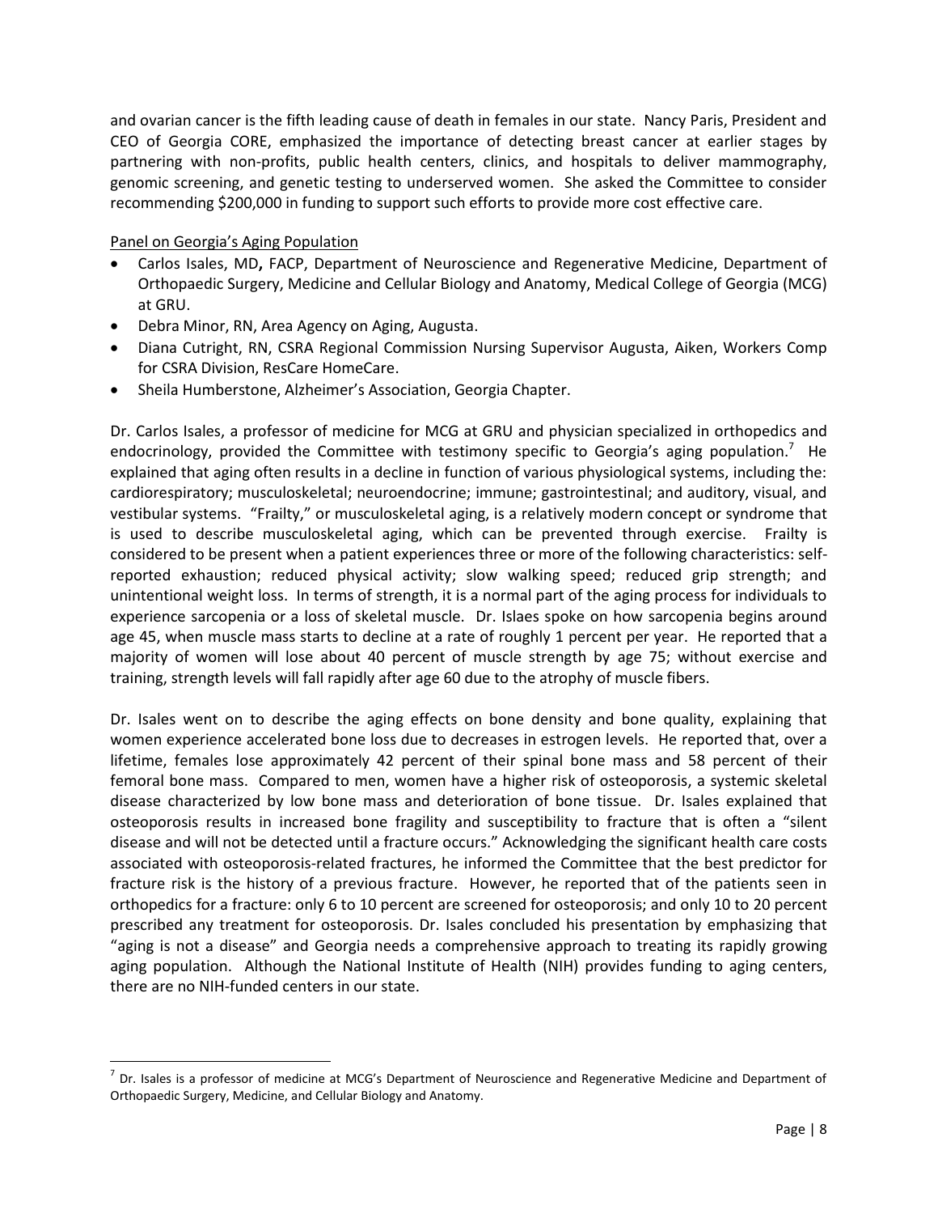and ovarian cancer is the fifth leading cause of death in females in our state. Nancy Paris, President and CEO of Georgia CORE, emphasized the importance of detecting breast cancer at earlier stages by partnering with non-profits, public health centers, clinics, and hospitals to deliver mammography, genomic screening, and genetic testing to underserved women. She asked the Committee to consider recommending $200,000 in funding to support such efforts to provide more cost effective care.

Panel on Georgia's Aging Population

- Carlos Isales, MD**,** FACP, Department of Neuroscience and Regenerative Medicine, Department of Orthopaedic Surgery, Medicine and Cellular Biology and Anatomy, Medical College of Georgia (MCG) at GRU.
- Debra Minor, RN, Area Agency on Aging, Augusta.
- Diana Cutright, RN, CSRA Regional Commission Nursing Supervisor Augusta, Aiken, Workers Comp for CSRA Division, ResCare HomeCare.
- Sheila Humberstone, Alzheimer's Association, Georgia Chapter.

Dr. Carlos Isales, a professor of medicine for MCG at GRU and physician specialized in orthopedics and endocrinology, provided the Committee with testimony specific to Georgia's aging population.[7] He explained that aging often results in a decline in function of various physiological systems, including the: cardiorespiratory; musculoskeletal; neuroendocrine; immune; gastrointestinal; and auditory, visual, and vestibular systems. "Frailty," or musculoskeletal aging, is a relatively modern concept or syndrome that is used to describe musculoskeletal aging, which can be prevented through exercise. Frailty is considered to be present when a patient experiences three or more of the following characteristics: self-reported exhaustion; reduced physical activity; slow walking speed; reduced grip strength; and unintentional weight loss. In terms of strength, it is a normal part of the aging process for individuals to experience sarcopenia or a loss of skeletal muscle. Dr. Islaes spoke on how sarcopenia begins around age 45, when muscle mass starts to decline at a rate of roughly 1 percent per year. He reported that a majority of women will lose about 40 percent of muscle strength by age 75; without exercise and training, strength levels will fall rapidly after age 60 due to the atrophy of muscle fibers.

Dr. Isales went on to describe the aging effects on bone density and bone quality, explaining that women experience accelerated bone loss due to decreases in estrogen levels. He reported that, over a lifetime, females lose approximately 42 percent of their spinal bone mass and 58 percent of their femoral bone mass. Compared to men, women have a higher risk of osteoporosis, a systemic skeletal disease characterized by low bone mass and deterioration of bone tissue. Dr. Isales explained that osteoporosis results in increased bone fragility and susceptibility to fracture that is often a "silent disease and will not be detected until a fracture occurs." Acknowledging the significant health care costs associated with osteoporosis-related fractures, he informed the Committee that the best predictor for fracture risk is the history of a previous fracture. However, he reported that of the patients seen in orthopedics for a fracture: only 6 to 10 percent are screened for osteoporosis; and only 10 to 20 percent prescribed any treatment for osteoporosis. Dr. Isales concluded his presentation by emphasizing that "aging is not a disease" and Georgia needs a comprehensive approach to treating its rapidly growing aging population. Although the National Institute of Health (NIH) provides funding to aging centers, there are no NIH-funded centers in our state.

[7] Dr. Isales is a professor of medicine at MCG's Department of Neuroscience and Regenerative Medicine and Department of Orthopaedic Surgery, Medicine, and Cellular Biology and Anatomy.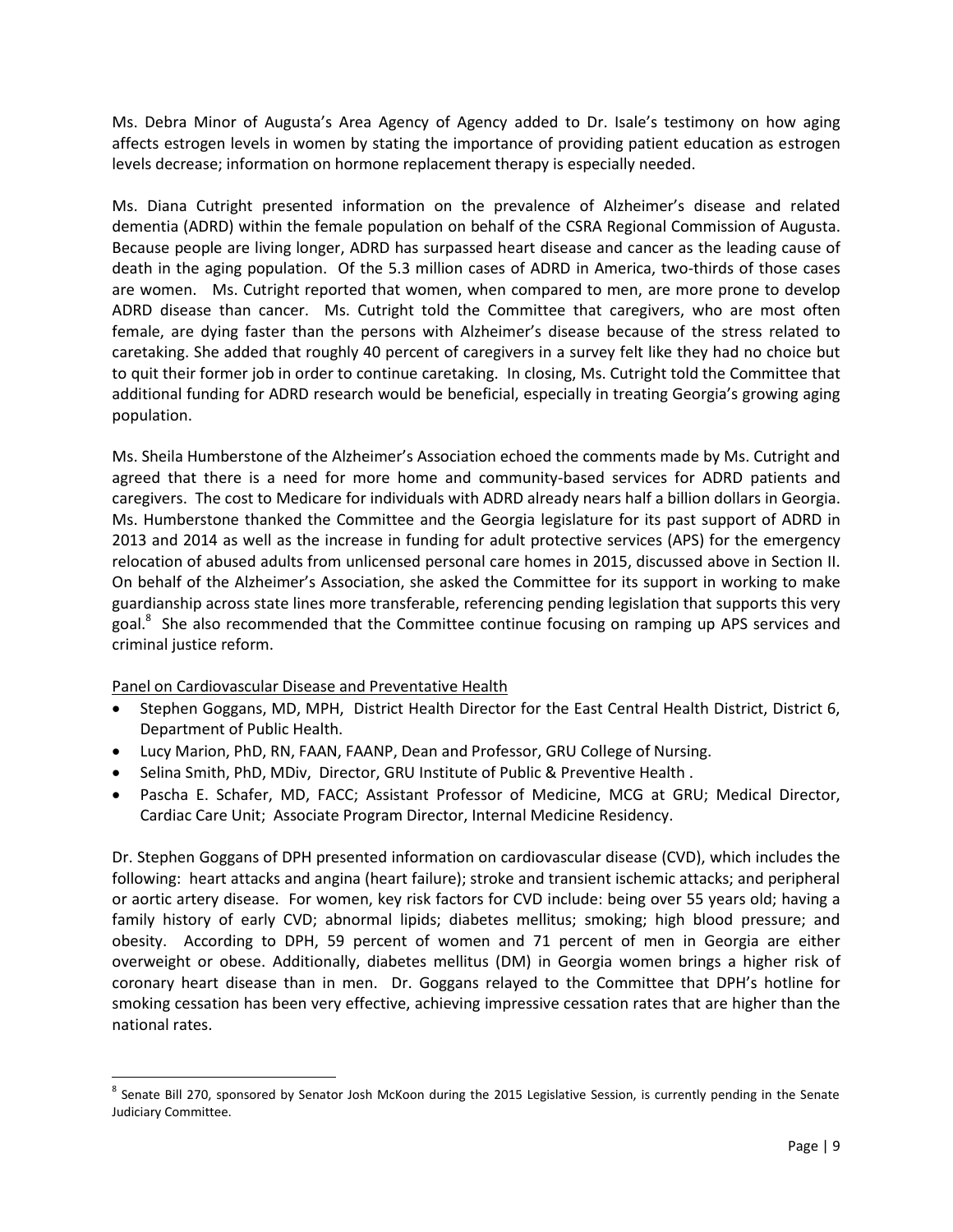Ms. Debra Minor of Augusta's Area Agency of Agency added to Dr. Isale's testimony on how aging affects estrogen levels in women by stating the importance of providing patient education as estrogen levels decrease; information on hormone replacement therapy is especially needed.

Ms. Diana Cutright presented information on the prevalence of Alzheimer's disease and related dementia (ADRD) within the female population on behalf of the CSRA Regional Commission of Augusta. Because people are living longer, ADRD has surpassed heart disease and cancer as the leading cause of death in the aging population. Of the 5.3 million cases of ADRD in America, two-thirds of those cases are women. Ms. Cutright reported that women, when compared to men, are more prone to develop ADRD disease than cancer. Ms. Cutright told the Committee that caregivers, who are most often female, are dying faster than the persons with Alzheimer's disease because of the stress related to caretaking. She added that roughly 40 percent of caregivers in a survey felt like they had no choice but to quit their former job in order to continue caretaking. In closing, Ms. Cutright told the Committee that additional funding for ADRD research would be beneficial, especially in treating Georgia's growing aging population.

Ms. Sheila Humberstone of the Alzheimer's Association echoed the comments made by Ms. Cutright and agreed that there is a need for more home and community-based services for ADRD patients and caregivers. The cost to Medicare for individuals with ADRD already nears half a billion dollars in Georgia. Ms. Humberstone thanked the Committee and the Georgia legislature for its past support of ADRD in 2013 and 2014 as well as the increase in funding for adult protective services (APS) for the emergency relocation of abused adults from unlicensed personal care homes in 2015, discussed above in Section II. On behalf of the Alzheimer's Association, she asked the Committee for its support in working to make guardianship across state lines more transferable, referencing pending legislation that supports this very goal.[8] She also recommended that the Committee continue focusing on ramping up APS services and criminal justice reform.

Panel on Cardiovascular Disease and Preventative Health

- Stephen Goggans, MD, MPH, District Health Director for the East Central Health District, District 6, Department of Public Health.
- Lucy Marion, PhD, RN, FAAN, FAANP, Dean and Professor, GRU College of Nursing.
- Selina Smith, PhD, MDiv, Director, GRU Institute of Public & Preventive Health .
- Pascha E. Schafer, MD, FACC; Assistant Professor of Medicine, MCG at GRU; Medical Director, Cardiac Care Unit; Associate Program Director, Internal Medicine Residency.

Dr. Stephen Goggans of DPH presented information on cardiovascular disease (CVD), which includes the following: heart attacks and angina (heart failure); stroke and transient ischemic attacks; and peripheral or aortic artery disease. For women, key risk factors for CVD include: being over 55 years old; having a family history of early CVD; abnormal lipids; diabetes mellitus; smoking; high blood pressure; and obesity. According to DPH, 59 percent of women and 71 percent of men in Georgia are either overweight or obese. Additionally, diabetes mellitus (DM) in Georgia women brings a higher risk of coronary heart disease than in men. Dr. Goggans relayed to the Committee that DPH's hotline for smoking cessation has been very effective, achieving impressive cessation rates that are higher than the national rates.

---

[8] Senate Bill 270, sponsored by Senator Josh McKoon during the 2015 Legislative Session, is currently pending in the Senate Judiciary Committee.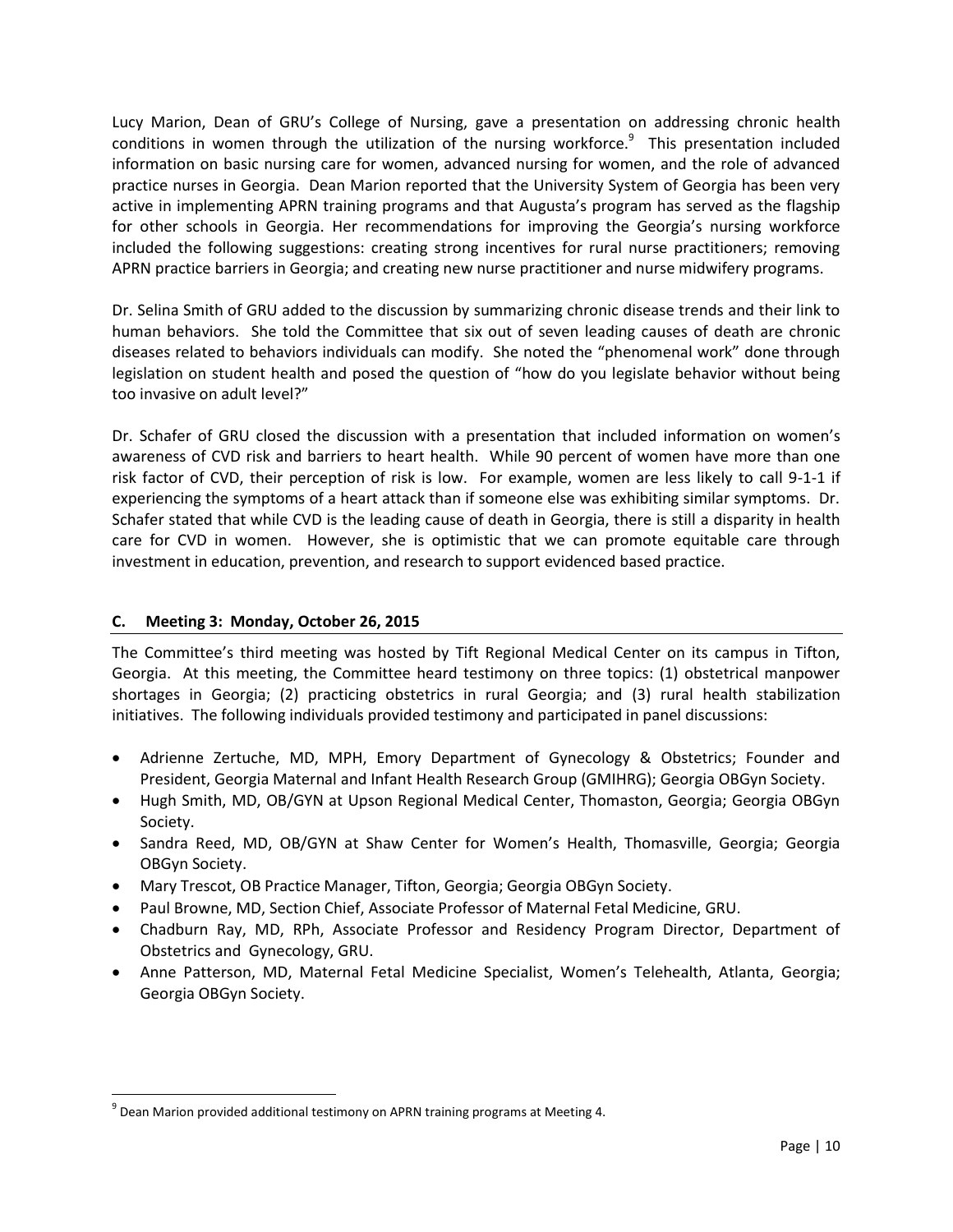Lucy Marion, Dean of GRU's College of Nursing, gave a presentation on addressing chronic health conditions in women through the utilization of the nursing workforce.[9] This presentation included information on basic nursing care for women, advanced nursing for women, and the role of advanced practice nurses in Georgia. Dean Marion reported that the University System of Georgia has been very active in implementing APRN training programs and that Augusta's program has served as the flagship for other schools in Georgia. Her recommendations for improving the Georgia's nursing workforce included the following suggestions: creating strong incentives for rural nurse practitioners; removing APRN practice barriers in Georgia; and creating new nurse practitioner and nurse midwifery programs.

Dr. Selina Smith of GRU added to the discussion by summarizing chronic disease trends and their link to human behaviors. She told the Committee that six out of seven leading causes of death are chronic diseases related to behaviors individuals can modify. She noted the "phenomenal work" done through legislation on student health and posed the question of "how do you legislate behavior without being too invasive on adult level?"

Dr. Schafer of GRU closed the discussion with a presentation that included information on women's awareness of CVD risk and barriers to heart health. While 90 percent of women have more than one risk factor of CVD, their perception of risk is low. For example, women are less likely to call 9-1-1 if experiencing the symptoms of a heart attack than if someone else was exhibiting similar symptoms. Dr. Schafer stated that while CVD is the leading cause of death in Georgia, there is still a disparity in health care for CVD in women. However, she is optimistic that we can promote equitable care through investment in education, prevention, and research to support evidenced based practice.

## C. Meeting 3: Monday, October 26, 2015

The Committee's third meeting was hosted by Tift Regional Medical Center on its campus in Tifton, Georgia. At this meeting, the Committee heard testimony on three topics: (1) obstetrical manpower shortages in Georgia; (2) practicing obstetrics in rural Georgia; and (3) rural health stabilization initiatives. The following individuals provided testimony and participated in panel discussions:

- Adrienne Zertuche, MD, MPH, Emory Department of Gynecology & Obstetrics; Founder and President, Georgia Maternal and Infant Health Research Group (GMIHRG); Georgia OBGyn Society.
- Hugh Smith, MD, OB/GYN at Upson Regional Medical Center, Thomaston, Georgia; Georgia OBGyn Society.
- Sandra Reed, MD, OB/GYN at Shaw Center for Women's Health, Thomasville, Georgia; Georgia OBGyn Society.
- Mary Trescot, OB Practice Manager, Tifton, Georgia; Georgia OBGyn Society.
- Paul Browne, MD, Section Chief, Associate Professor of Maternal Fetal Medicine, GRU.
- Chadburn Ray, MD, RPh, Associate Professor and Residency Program Director, Department of Obstetrics and Gynecology, GRU.
- Anne Patterson, MD, Maternal Fetal Medicine Specialist, Women's Telehealth, Atlanta, Georgia; Georgia OBGyn Society.

[9] Dean Marion provided additional testimony on APRN training programs at Meeting 4.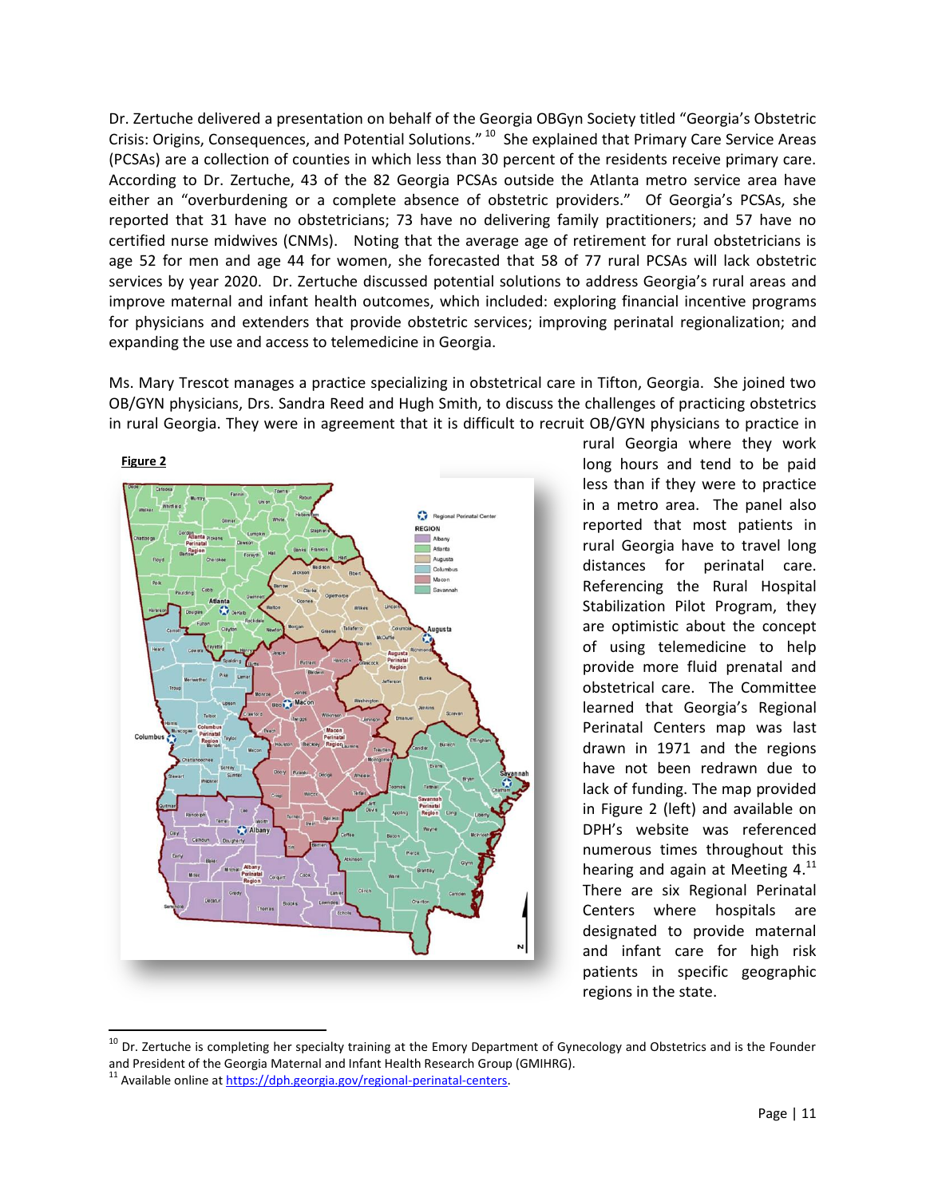Dr. Zertuche delivered a presentation on behalf of the Georgia OBGyn Society titled "Georgia's Obstetric Crisis: Origins, Consequences, and Potential Solutions."[10] She explained that Primary Care Service Areas (PCSAs) are a collection of counties in which less than 30 percent of the residents receive primary care. According to Dr. Zertuche, 43 of the 82 Georgia PCSAs outside the Atlanta metro service area have either an "overburdening or a complete absence of obstetric providers." Of Georgia's PCSAs, she reported that 31 have no obstetricians; 73 have no delivering family practitioners; and 57 have no certified nurse midwives (CNMs). Noting that the average age of retirement for rural obstetricians is age 52 for men and age 44 for women, she forecasted that 58 of 77 rural PCSAs will lack obstetric services by year 2020. Dr. Zertuche discussed potential solutions to address Georgia's rural areas and improve maternal and infant health outcomes, which included: exploring financial incentive programs for physicians and extenders that provide obstetric services; improving perinatal regionalization; and expanding the use and access to telemedicine in Georgia.

Ms. Mary Trescot manages a practice specializing in obstetrical care in Tifton, Georgia. She joined two OB/GYN physicians, Drs. Sandra Reed and Hugh Smith, to discuss the challenges of practicing obstetrics in rural Georgia. They were in agreement that it is difficult to recruit OB/GYN physicians to practice in rural Georgia where they work long hours and tend to be paid less than if they were to practice in a metro area. The panel also reported that most patients in rural Georgia have to travel long distances for perinatal care. Referencing the Rural Hospital Stabilization Pilot Program, they are optimistic about the concept of using telemedicine to help provide more fluid prenatal and obstetrical care. The Committee learned that Georgia's Regional Perinatal Centers map was last drawn in 1971 and the regions have not been redrawn due to lack of funding. The map provided in Figure 2 (left) and available on DPH's website was referenced numerous times throughout this hearing and again at Meeting 4.[11] There are six Regional Perinatal Centers where hospitals are designated to provide maternal and infant care for high risk patients in specific geographic regions in the state.

**Figure 2**

[10] Dr. Zertuche is completing her specialty training at the Emory Department of Gynecology and Obstetrics and is the Founder and President of the Georgia Maternal and Infant Health Research Group (GMIHRG).

[11] Available online at https://dph.georgia.gov/regional-perinatal-centers.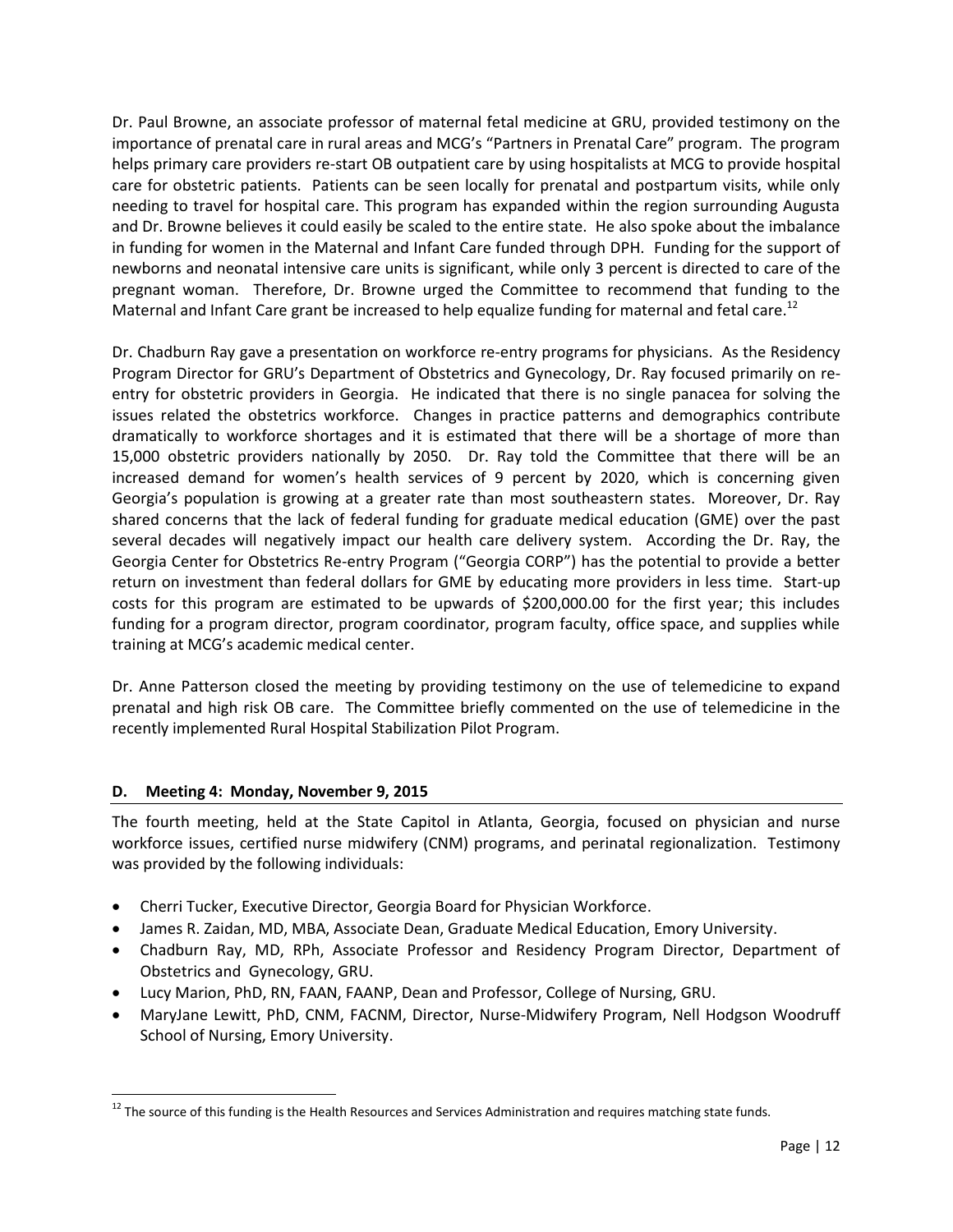Dr. Paul Browne, an associate professor of maternal fetal medicine at GRU, provided testimony on the importance of prenatal care in rural areas and MCG's "Partners in Prenatal Care" program. The program helps primary care providers re-start OB outpatient care by using hospitalists at MCG to provide hospital care for obstetric patients. Patients can be seen locally for prenatal and postpartum visits, while only needing to travel for hospital care. This program has expanded within the region surrounding Augusta and Dr. Browne believes it could easily be scaled to the entire state. He also spoke about the imbalance in funding for women in the Maternal and Infant Care funded through DPH. Funding for the support of newborns and neonatal intensive care units is significant, while only 3 percent is directed to care of the pregnant woman. Therefore, Dr. Browne urged the Committee to recommend that funding to the Maternal and Infant Care grant be increased to help equalize funding for maternal and fetal care.[12]

Dr. Chadburn Ray gave a presentation on workforce re-entry programs for physicians. As the Residency Program Director for GRU's Department of Obstetrics and Gynecology, Dr. Ray focused primarily on re-entry for obstetric providers in Georgia. He indicated that there is no single panacea for solving the issues related the obstetrics workforce. Changes in practice patterns and demographics contribute dramatically to workforce shortages and it is estimated that there will be a shortage of more than 15,000 obstetric providers nationally by 2050. Dr. Ray told the Committee that there will be an increased demand for women's health services of 9 percent by 2020, which is concerning given Georgia's population is growing at a greater rate than most southeastern states. Moreover, Dr. Ray shared concerns that the lack of federal funding for graduate medical education (GME) over the past several decades will negatively impact our health care delivery system. According the Dr. Ray, the Georgia Center for Obstetrics Re-entry Program ("Georgia CORP") has the potential to provide a better return on investment than federal dollars for GME by educating more providers in less time. Start-up costs for this program are estimated to be upwards of $200,000.00 for the first year; this includes funding for a program director, program coordinator, program faculty, office space, and supplies while training at MCG's academic medical center.

Dr. Anne Patterson closed the meeting by providing testimony on the use of telemedicine to expand prenatal and high risk OB care. The Committee briefly commented on the use of telemedicine in the recently implemented Rural Hospital Stabilization Pilot Program.

## D. Meeting 4: Monday, November 9, 2015

The fourth meeting, held at the State Capitol in Atlanta, Georgia, focused on physician and nurse workforce issues, certified nurse midwifery (CNM) programs, and perinatal regionalization. Testimony was provided by the following individuals:

- Cherri Tucker, Executive Director, Georgia Board for Physician Workforce.
- James R. Zaidan, MD, MBA, Associate Dean, Graduate Medical Education, Emory University.
- Chadburn Ray, MD, RPh, Associate Professor and Residency Program Director, Department of Obstetrics and Gynecology, GRU.
- Lucy Marion, PhD, RN, FAAN, FAANP, Dean and Professor, College of Nursing, GRU.
- MaryJane Lewitt, PhD, CNM, FACNM, Director, Nurse-Midwifery Program, Nell Hodgson Woodruff School of Nursing, Emory University.

[12] The source of this funding is the Health Resources and Services Administration and requires matching state funds.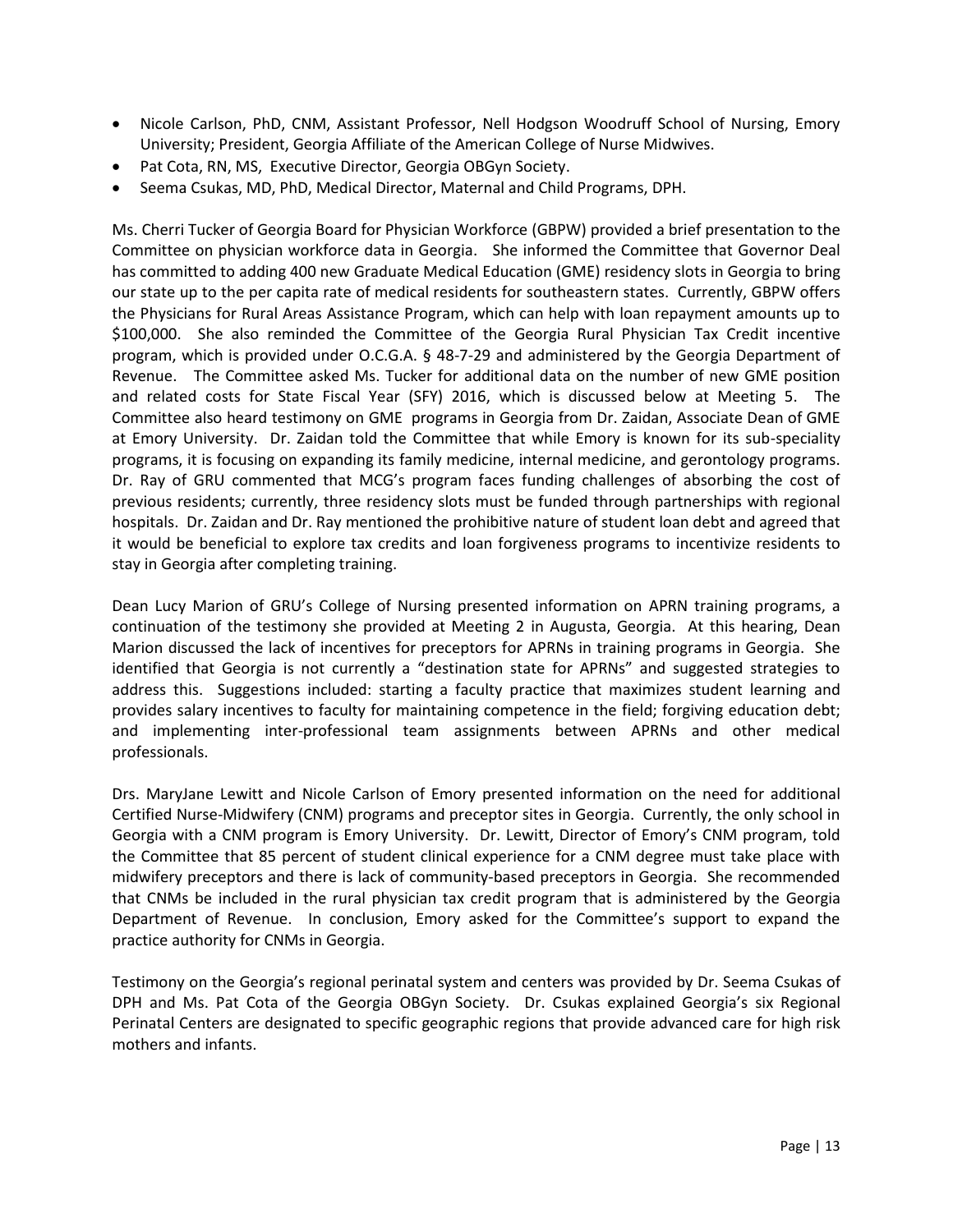- Nicole Carlson, PhD, CNM, Assistant Professor, Nell Hodgson Woodruff School of Nursing, Emory University; President, Georgia Affiliate of the American College of Nurse Midwives.
- Pat Cota, RN, MS, Executive Director, Georgia OBGyn Society.
- Seema Csukas, MD, PhD, Medical Director, Maternal and Child Programs, DPH.

Ms. Cherri Tucker of Georgia Board for Physician Workforce (GBPW) provided a brief presentation to the Committee on physician workforce data in Georgia. She informed the Committee that Governor Deal has committed to adding 400 new Graduate Medical Education (GME) residency slots in Georgia to bring our state up to the per capita rate of medical residents for southeastern states. Currently, GBPW offers the Physicians for Rural Areas Assistance Program, which can help with loan repayment amounts up to $100,000. She also reminded the Committee of the Georgia Rural Physician Tax Credit incentive program, which is provided under O.C.G.A. § 48-7-29 and administered by the Georgia Department of Revenue. The Committee asked Ms. Tucker for additional data on the number of new GME position and related costs for State Fiscal Year (SFY) 2016, which is discussed below at Meeting 5. The Committee also heard testimony on GME programs in Georgia from Dr. Zaidan, Associate Dean of GME at Emory University. Dr. Zaidan told the Committee that while Emory is known for its sub-speciality programs, it is focusing on expanding its family medicine, internal medicine, and gerontology programs. Dr. Ray of GRU commented that MCG's program faces funding challenges of absorbing the cost of previous residents; currently, three residency slots must be funded through partnerships with regional hospitals. Dr. Zaidan and Dr. Ray mentioned the prohibitive nature of student loan debt and agreed that it would be beneficial to explore tax credits and loan forgiveness programs to incentivize residents to stay in Georgia after completing training.

Dean Lucy Marion of GRU's College of Nursing presented information on APRN training programs, a continuation of the testimony she provided at Meeting 2 in Augusta, Georgia. At this hearing, Dean Marion discussed the lack of incentives for preceptors for APRNs in training programs in Georgia. She identified that Georgia is not currently a "destination state for APRNs" and suggested strategies to address this. Suggestions included: starting a faculty practice that maximizes student learning and provides salary incentives to faculty for maintaining competence in the field; forgiving education debt; and implementing inter-professional team assignments between APRNs and other medical professionals.

Drs. MaryJane Lewitt and Nicole Carlson of Emory presented information on the need for additional Certified Nurse-Midwifery (CNM) programs and preceptor sites in Georgia. Currently, the only school in Georgia with a CNM program is Emory University. Dr. Lewitt, Director of Emory's CNM program, told the Committee that 85 percent of student clinical experience for a CNM degree must take place with midwifery preceptors and there is lack of community-based preceptors in Georgia. She recommended that CNMs be included in the rural physician tax credit program that is administered by the Georgia Department of Revenue. In conclusion, Emory asked for the Committee's support to expand the practice authority for CNMs in Georgia.

Testimony on the Georgia's regional perinatal system and centers was provided by Dr. Seema Csukas of DPH and Ms. Pat Cota of the Georgia OBGyn Society. Dr. Csukas explained Georgia's six Regional Perinatal Centers are designated to specific geographic regions that provide advanced care for high risk mothers and infants.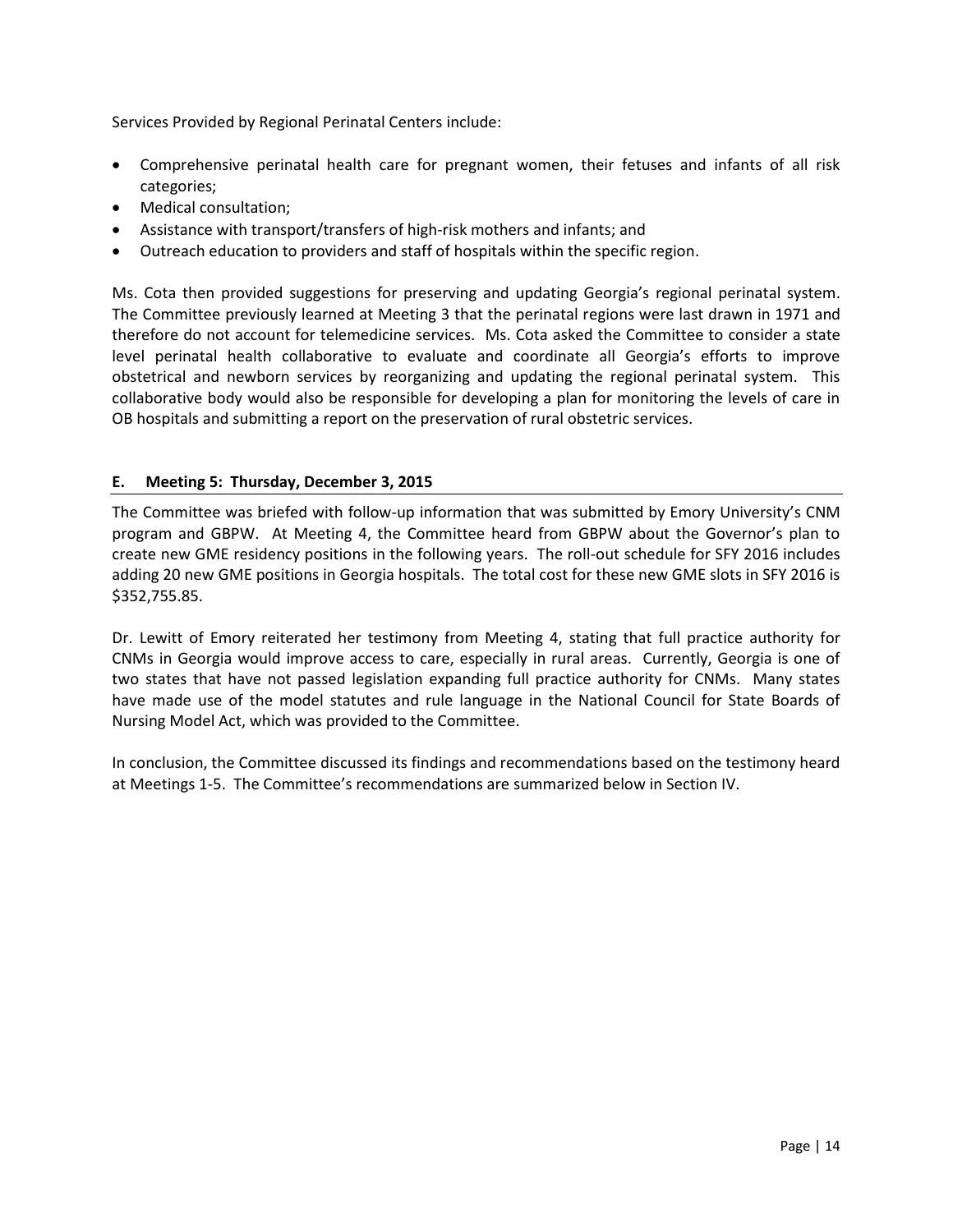Services Provided by Regional Perinatal Centers include:

- Comprehensive perinatal health care for pregnant women, their fetuses and infants of all risk categories;
- Medical consultation;
- Assistance with transport/transfers of high-risk mothers and infants; and
- Outreach education to providers and staff of hospitals within the specific region.

Ms. Cota then provided suggestions for preserving and updating Georgia's regional perinatal system. The Committee previously learned at Meeting 3 that the perinatal regions were last drawn in 1971 and therefore do not account for telemedicine services. Ms. Cota asked the Committee to consider a state level perinatal health collaborative to evaluate and coordinate all Georgia's efforts to improve obstetrical and newborn services by reorganizing and updating the regional perinatal system. This collaborative body would also be responsible for developing a plan for monitoring the levels of care in OB hospitals and submitting a report on the preservation of rural obstetric services.

### E. Meeting 5: Thursday, December 3, 2015

The Committee was briefed with follow-up information that was submitted by Emory University's CNM program and GBPW. At Meeting 4, the Committee heard from GBPW about the Governor's plan to create new GME residency positions in the following years. The roll-out schedule for SFY 2016 includes adding 20 new GME positions in Georgia hospitals. The total cost for these new GME slots in SFY 2016 is $352,755.85.

Dr. Lewitt of Emory reiterated her testimony from Meeting 4, stating that full practice authority for CNMs in Georgia would improve access to care, especially in rural areas. Currently, Georgia is one of two states that have not passed legislation expanding full practice authority for CNMs. Many states have made use of the model statutes and rule language in the National Council for State Boards of Nursing Model Act, which was provided to the Committee.

In conclusion, the Committee discussed its findings and recommendations based on the testimony heard at Meetings 1-5. The Committee's recommendations are summarized below in Section IV.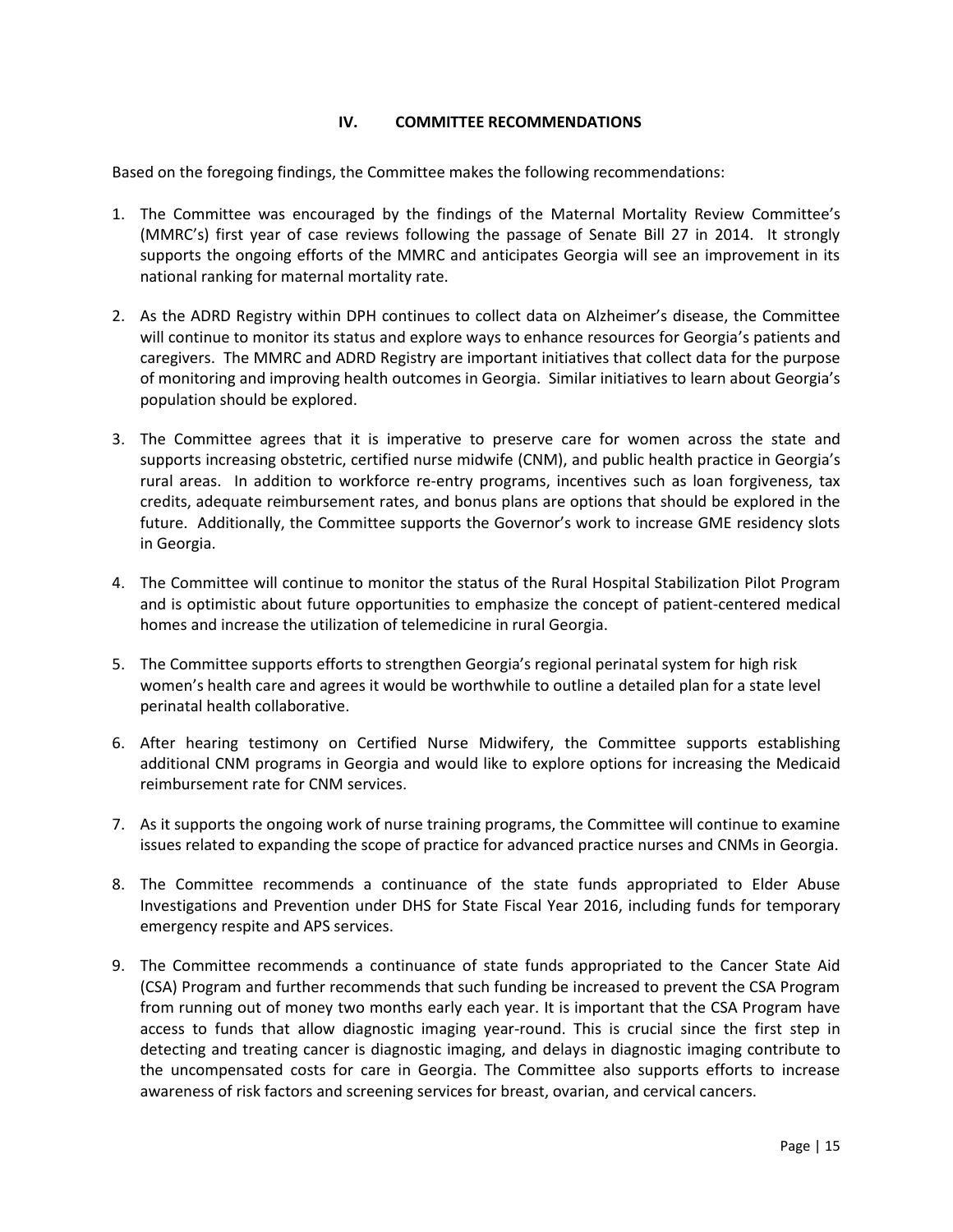## IV. COMMITTEE RECOMMENDATIONS

Based on the foregoing findings, the Committee makes the following recommendations:

1. The Committee was encouraged by the findings of the Maternal Mortality Review Committee's (MMRC's) first year of case reviews following the passage of Senate Bill 27 in 2014. It strongly supports the ongoing efforts of the MMRC and anticipates Georgia will see an improvement in its national ranking for maternal mortality rate.

2. As the ADRD Registry within DPH continues to collect data on Alzheimer's disease, the Committee will continue to monitor its status and explore ways to enhance resources for Georgia's patients and caregivers. The MMRC and ADRD Registry are important initiatives that collect data for the purpose of monitoring and improving health outcomes in Georgia. Similar initiatives to learn about Georgia's population should be explored.

3. The Committee agrees that it is imperative to preserve care for women across the state and supports increasing obstetric, certified nurse midwife (CNM), and public health practice in Georgia's rural areas. In addition to workforce re-entry programs, incentives such as loan forgiveness, tax credits, adequate reimbursement rates, and bonus plans are options that should be explored in the future. Additionally, the Committee supports the Governor's work to increase GME residency slots in Georgia.

4. The Committee will continue to monitor the status of the Rural Hospital Stabilization Pilot Program and is optimistic about future opportunities to emphasize the concept of patient-centered medical homes and increase the utilization of telemedicine in rural Georgia.

5. The Committee supports efforts to strengthen Georgia's regional perinatal system for high risk women's health care and agrees it would be worthwhile to outline a detailed plan for a state level perinatal health collaborative.

6. After hearing testimony on Certified Nurse Midwifery, the Committee supports establishing additional CNM programs in Georgia and would like to explore options for increasing the Medicaid reimbursement rate for CNM services.

7. As it supports the ongoing work of nurse training programs, the Committee will continue to examine issues related to expanding the scope of practice for advanced practice nurses and CNMs in Georgia.

8. The Committee recommends a continuance of the state funds appropriated to Elder Abuse Investigations and Prevention under DHS for State Fiscal Year 2016, including funds for temporary emergency respite and APS services.

9. The Committee recommends a continuance of state funds appropriated to the Cancer State Aid (CSA) Program and further recommends that such funding be increased to prevent the CSA Program from running out of money two months early each year. It is important that the CSA Program have access to funds that allow diagnostic imaging year-round. This is crucial since the first step in detecting and treating cancer is diagnostic imaging, and delays in diagnostic imaging contribute to the uncompensated costs for care in Georgia. The Committee also supports efforts to increase awareness of risk factors and screening services for breast, ovarian, and cervical cancers.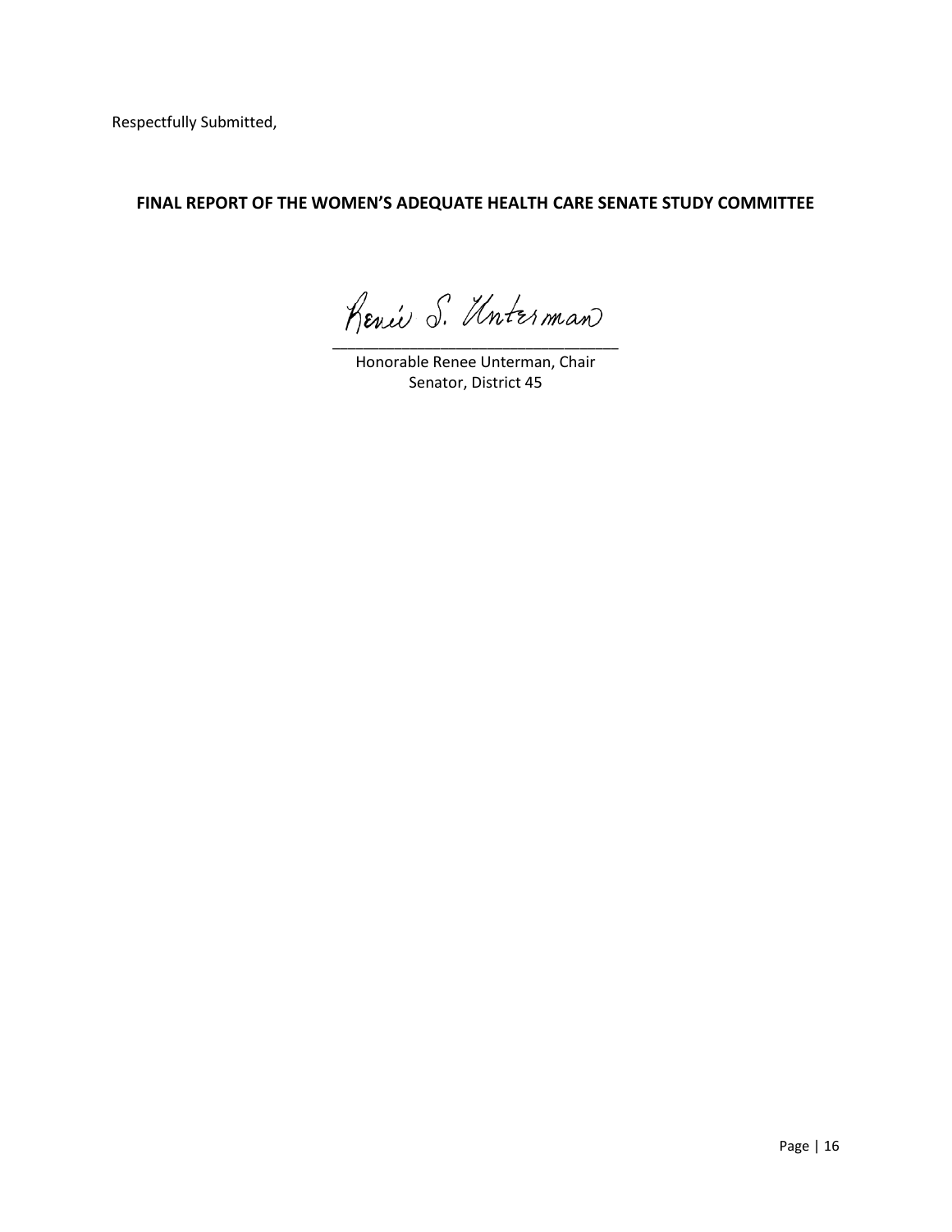Respectfully Submitted,

**FINAL REPORT OF THE WOMEN'S ADEQUATE HEALTH CARE SENATE STUDY COMMITTEE**

Renee S. Unterman

\_\_\_\_\_\_\_\_\_\_\_\_\_\_\_\_\_\_\_\_\_\_\_\_\_\_\_\_\_\_\_\_\_\_\_\_

Honorable Renee Unterman, Chair
Senator, District 45